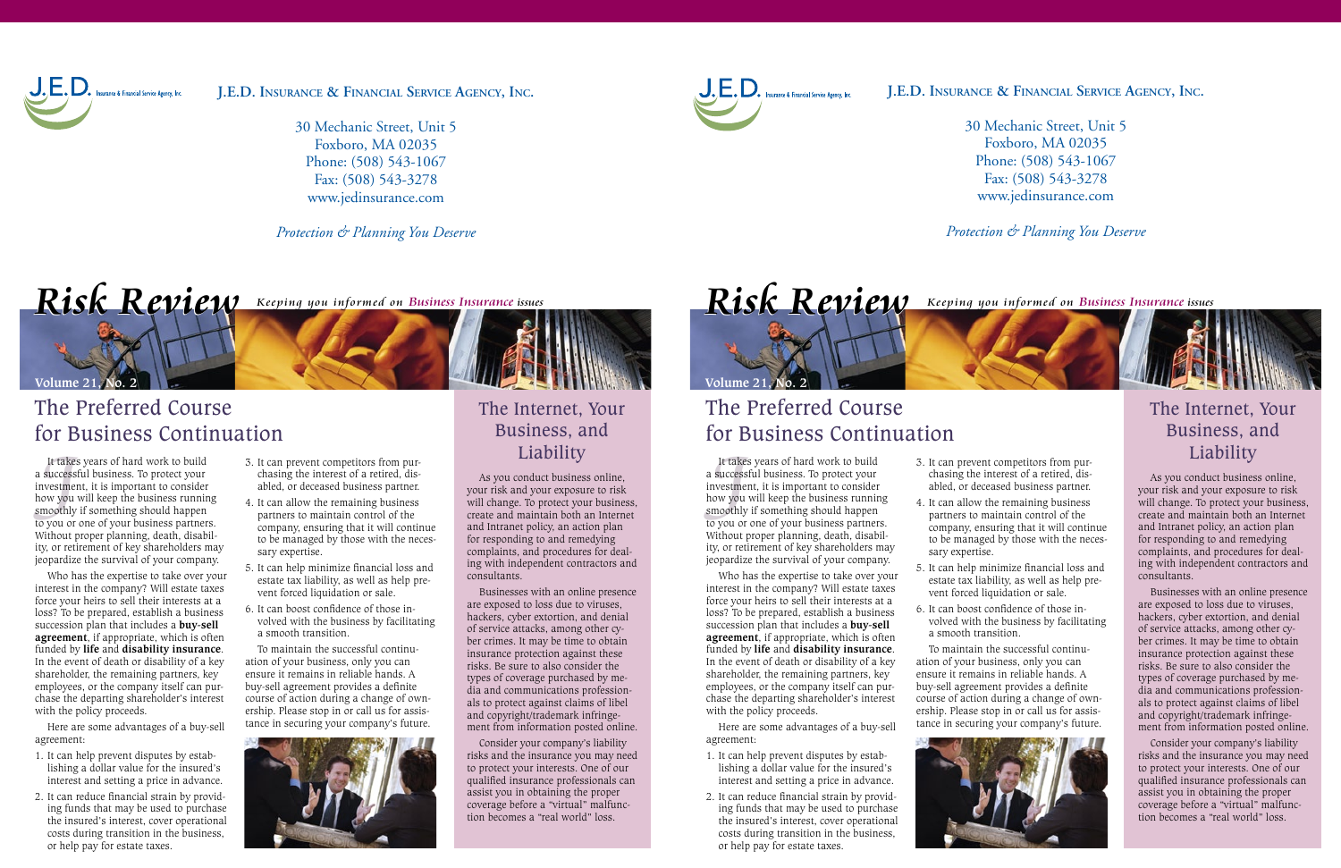**J.E.D. Insurance & Financial Service Agency, Inc.**

30 Mechanic Street, Unit 5
Foxboro, MA 02035
Phone: (508) 543-1067
Fax: (508) 543-3278
www.jedinsurance.com

*Protection & Planning You Deserve*

# Risk Review

*Keeping you informed on Business Insurance issues*

Volume 21, No. 2

## The Preferred Course for Business Continuation

It takes years of hard work to build a successful business. To protect your investment, it is important to consider how you will keep the business running smoothly if something should happen to you or one of your business partners. Without proper planning, death, disability, or retirement of key shareholders may jeopardize the survival of your company.

Who has the expertise to take over your interest in the company? Will estate taxes force your heirs to sell their interests at a loss? To be prepared, establish a business succession plan that includes a **buy-sell agreement**, if appropriate, which is often funded by **life** and **disability insurance**. In the event of death or disability of a key shareholder, the remaining partners, key employees, or the company itself can purchase the departing shareholder's interest with the policy proceeds.

Here are some advantages of a buy-sell agreement:

1. It can help prevent disputes by establishing a dollar value for the insured's interest and setting a price in advance.
2. It can reduce financial strain by providing funds that may be used to purchase the insured's interest, cover operational costs during transition in the business, or help pay for estate taxes.
3. It can prevent competitors from purchasing the interest of a retired, disabled, or deceased business partner.
4. It can allow the remaining business partners to maintain control of the company, ensuring that it will continue to be managed by those with the necessary expertise.
5. It can help minimize financial loss and estate tax liability, as well as help prevent forced liquidation or sale.
6. It can boost confidence of those involved with the business by facilitating a smooth transition.

To maintain the successful continuation of your business, only you can ensure it remains in reliable hands. A buy-sell agreement provides a definite course of action during a change of ownership. Please stop in or call us for assistance in securing your company's future.

## The Internet, Your Business, and Liability

As you conduct business online, your risk and your exposure to risk will change. To protect your business, create and maintain both an Internet and Intranet policy, an action plan for responding to and remedying complaints, and procedures for dealing with independent contractors and consultants.

Businesses with an online presence are exposed to loss due to viruses, hackers, cyber extortion, and denial of service attacks, among other cyber crimes. It may be time to obtain insurance protection against these risks. Be sure to also consider the types of coverage purchased by media and communications professionals to protect against claims of libel and copyright/trademark infringement from information posted online.

Consider your company's liability risks and the insurance you may need to protect your interests. One of our qualified insurance professionals can assist you in obtaining the proper coverage before a "virtual" malfunction becomes a "real world" loss.

---

**J.E.D. Insurance & Financial Service Agency, Inc.**

30 Mechanic Street, Unit 5
Foxboro, MA 02035
Phone: (508) 543-1067
Fax: (508) 543-3278
www.jedinsurance.com

*Protection & Planning You Deserve*

# Risk Review

*Keeping you informed on Business Insurance issues*

Volume 21, No. 2

## The Preferred Course for Business Continuation

It takes years of hard work to build a successful business. To protect your investment, it is important to consider how you will keep the business running smoothly if something should happen to you or one of your business partners. Without proper planning, death, disability, or retirement of key shareholders may jeopardize the survival of your company.

Who has the expertise to take over your interest in the company? Will estate taxes force your heirs to sell their interests at a loss? To be prepared, establish a business succession plan that includes a **buy-sell agreement**, if appropriate, which is often funded by **life** and **disability insurance**. In the event of death or disability of a key shareholder, the remaining partners, key employees, or the company itself can purchase the departing shareholder's interest with the policy proceeds.

Here are some advantages of a buy-sell agreement:

1. It can help prevent disputes by establishing a dollar value for the insured's interest and setting a price in advance.
2. It can reduce financial strain by providing funds that may be used to purchase the insured's interest, cover operational costs during transition in the business, or help pay for estate taxes.
3. It can prevent competitors from purchasing the interest of a retired, disabled, or deceased business partner.
4. It can allow the remaining business partners to maintain control of the company, ensuring that it will continue to be managed by those with the necessary expertise.
5. It can help minimize financial loss and estate tax liability, as well as help prevent forced liquidation or sale.
6. It can boost confidence of those involved with the business by facilitating a smooth transition.

To maintain the successful continuation of your business, only you can ensure it remains in reliable hands. A buy-sell agreement provides a definite course of action during a change of ownership. Please stop in or call us for assistance in securing your company's future.

## The Internet, Your Business, and Liability

As you conduct business online, your risk and your exposure to risk will change. To protect your business, create and maintain both an Internet and Intranet policy, an action plan for responding to and remedying complaints, and procedures for dealing with independent contractors and consultants.

Businesses with an online presence are exposed to loss due to viruses, hackers, cyber extortion, and denial of service attacks, among other cyber crimes. It may be time to obtain insurance protection against these risks. Be sure to also consider the types of coverage purchased by media and communications professionals to protect against claims of libel and copyright/trademark infringement from information posted online.

Consider your company's liability risks and the insurance you may need to protect your interests. One of our qualified insurance professionals can assist you in obtaining the proper coverage before a "virtual" malfunction becomes a "real world" loss.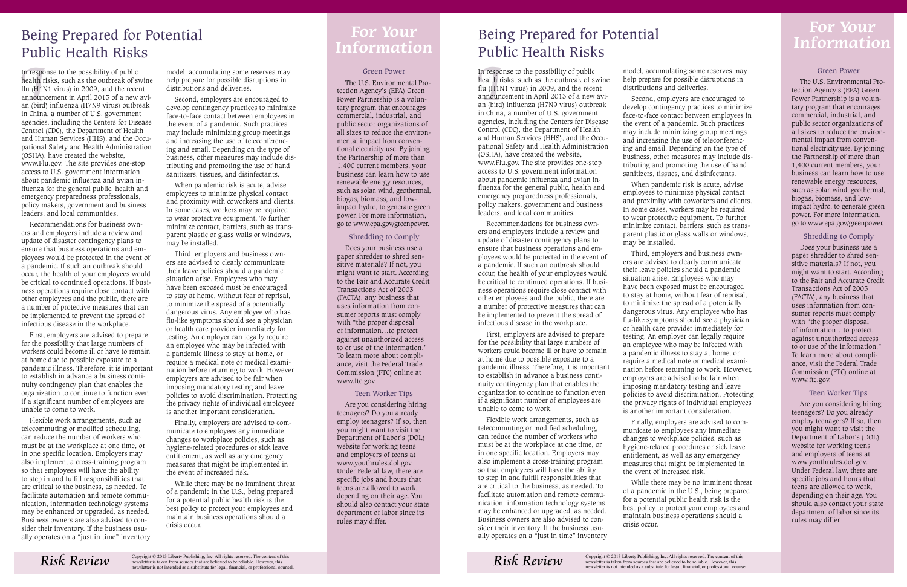# Being Prepared for Potential Public Health Risks

In response to the possibility of public health risks, such as the outbreak of swine flu (H1N1 virus) in 2009, and the recent announcement in April 2013 of a new avian (bird) influenza (H7N9 virus) outbreak in China, a number of U.S. government agencies, including the Centers for Disease Control (CDC), the Department of Health and Human Services (HHS), and the Occupational Safety and Health Administration (OSHA), have created the website, www.Flu.gov. The site provides one-stop access to U.S. government information about pandemic influenza and avian influenza for the general public, health and emergency preparedness professionals, policy makers, government and business leaders, and local communities.

Recommendations for business owners and employers include a review and update of disaster contingency plans to ensure that business operations and employees would be protected in the event of a pandemic. If such an outbreak should occur, the health of your employees would be critical to continued operations. If business operations require close contact with other employees and the public, there are a number of protective measures that can be implemented to prevent the spread of infectious disease in the workplace.

First, employers are advised to prepare for the possibility that large numbers of workers could become ill or have to remain at home due to possible exposure to a pandemic illness. Therefore, it is important to establish in advance a business continuity contingency plan that enables the organization to continue to function even if a significant number of employees are unable to come to work.

Flexible work arrangements, such as telecommuting or modified scheduling, can reduce the number of workers who must be at the workplace at one time, or in one specific location. Employers may also implement a cross-training program so that employees will have the ability to step in and fulfill responsibilities that are critical to the business, as needed. To facilitate automation and remote communication, information technology systems may be enhanced or upgraded, as needed. Business owners are also advised to consider their inventory. If the business usually operates on a "just in time" inventory model, accumulating some reserves may help prepare for possible disruptions in distributions and deliveries.

Second, employers are encouraged to develop contingency practices to minimize face-to-face contact between employees in the event of a pandemic. Such practices may include minimizing group meetings and increasing the use of teleconferencing and email. Depending on the type of business, other measures may include distributing and promoting the use of hand sanitizers, tissues, and disinfectants.

When pandemic risk is acute, advise employees to minimize physical contact and proximity with coworkers and clients. In some cases, workers may be required to wear protective equipment. To further minimize contact, barriers, such as transparent plastic or glass walls or windows, may be installed.

Third, employers and business owners are advised to clearly communicate their leave policies should a pandemic situation arise. Employees who may have been exposed must be encouraged to stay at home, without fear of reprisal, to minimize the spread of a potentially dangerous virus. Any employee who has flu-like symptoms should see a physician or health care provider immediately for testing. An employer can legally require an employee who may be infected with a pandemic illness to stay at home, or require a medical note or medical examination before returning to work. However, employers are advised to be fair when imposing mandatory testing and leave policies to avoid discrimination. Protecting the privacy rights of individual employees is another important consideration.

Finally, employers are advised to communicate to employees any immediate changes to workplace policies, such as hygiene-related procedures or sick leave entitlement, as well as any emergency measures that might be implemented in the event of increased risk.

While there may be no imminent threat of a pandemic in the U.S., being prepared for a potential public health risk is the best policy to protect your employees and maintain business operations should a crisis occur.

# For Your Information

## Green Power

The U.S. Environmental Protection Agency's (EPA) Green Power Partnership is a voluntary program that encourages commercial, industrial, and public sector organizations of all sizes to reduce the environmental impact from conventional electricity use. By joining the Partnership of more than 1,400 current members, your business can learn how to use renewable energy resources, such as solar, wind, geothermal, biogas, biomass, and low-impact hydro, to generate green power. For more information, go to www.epa.gov/greenpower.

## Shredding to Comply

Does your business use a paper shredder to shred sensitive materials? If not, you might want to start. According to the Fair and Accurate Credit Transactions Act of 2003 (FACTA), any business that uses information from consumer reports must comply with "the proper disposal of information…to protect against unauthorized access to or use of the information." To learn more about compliance, visit the Federal Trade Commission (FTC) online at www.ftc.gov.

## Teen Worker Tips

Are you considering hiring teenagers? Do you already employ teenagers? If so, then you might want to visit the Department of Labor's (DOL) website for working teens and employers of teens at www.youthrules.dol.gov. Under Federal law, there are specific jobs and hours that teens are allowed to work, depending on their age. You should also contact your state department of labor since its rules may differ.

# Being Prepared for Potential Public Health Risks

In response to the possibility of public health risks, such as the outbreak of swine flu (H1N1 virus) in 2009, and the recent announcement in April 2013 of a new avian (bird) influenza (H7N9 virus) outbreak in China, a number of U.S. government agencies, including the Centers for Disease Control (CDC), the Department of Health and Human Services (HHS), and the Occupational Safety and Health Administration (OSHA), have created the website, www.Flu.gov. The site provides one-stop access to U.S. government information about pandemic influenza and avian influenza for the general public, health and emergency preparedness professionals, policy makers, government and business leaders, and local communities.

Recommendations for business owners and employers include a review and update of disaster contingency plans to ensure that business operations and employees would be protected in the event of a pandemic. If such an outbreak should occur, the health of your employees would be critical to continued operations. If business operations require close contact with other employees and the public, there are a number of protective measures that can be implemented to prevent the spread of infectious disease in the workplace.

First, employers are advised to prepare for the possibility that large numbers of workers could become ill or have to remain at home due to possible exposure to a pandemic illness. Therefore, it is important to establish in advance a business continuity contingency plan that enables the organization to continue to function even if a significant number of employees are unable to come to work.

Flexible work arrangements, such as telecommuting or modified scheduling, can reduce the number of workers who must be at the workplace at one time, or in one specific location. Employers may also implement a cross-training program so that employees will have the ability to step in and fulfill responsibilities that are critical to the business, as needed. To facilitate automation and remote communication, information technology systems may be enhanced or upgraded, as needed. Business owners are also advised to consider their inventory. If the business usually operates on a "just in time" inventory model, accumulating some reserves may help prepare for possible disruptions in distributions and deliveries.

Second, employers are encouraged to develop contingency practices to minimize face-to-face contact between employees in the event of a pandemic. Such practices may include minimizing group meetings and increasing the use of teleconferencing and email. Depending on the type of business, other measures may include distributing and promoting the use of hand sanitizers, tissues, and disinfectants.

When pandemic risk is acute, advise employees to minimize physical contact and proximity with coworkers and clients. In some cases, workers may be required to wear protective equipment. To further minimize contact, barriers, such as transparent plastic or glass walls or windows, may be installed.

Third, employers and business owners are advised to clearly communicate their leave policies should a pandemic situation arise. Employees who may have been exposed must be encouraged to stay at home, without fear of reprisal, to minimize the spread of a potentially dangerous virus. Any employee who has flu-like symptoms should see a physician or health care provider immediately for testing. An employer can legally require an employee who may be infected with a pandemic illness to stay at home, or require a medical note or medical examination before returning to work. However, employers are advised to be fair when imposing mandatory testing and leave policies to avoid discrimination. Protecting the privacy rights of individual employees is another important consideration.

Finally, employers are advised to communicate to employees any immediate changes to workplace policies, such as hygiene-related procedures or sick leave entitlement, as well as any emergency measures that might be implemented in the event of increased risk.

While there may be no imminent threat of a pandemic in the U.S., being prepared for a potential public health risk is the best policy to protect your employees and maintain business operations should a crisis occur.

# For Your Information

## Green Power

The U.S. Environmental Protection Agency's (EPA) Green Power Partnership is a voluntary program that encourages commercial, industrial, and public sector organizations of all sizes to reduce the environmental impact from conventional electricity use. By joining the Partnership of more than 1,400 current members, your business can learn how to use renewable energy resources, such as solar, wind, geothermal, biogas, biomass, and low-impact hydro, to generate green power. For more information, go to www.epa.gov/greenpower.

## Shredding to Comply

Does your business use a paper shredder to shred sensitive materials? If not, you might want to start. According to the Fair and Accurate Credit Transactions Act of 2003 (FACTA), any business that uses information from consumer reports must comply with "the proper disposal of information…to protect against unauthorized access to or use of the information." To learn more about compliance, visit the Federal Trade Commission (FTC) online at www.ftc.gov.

## Teen Worker Tips

Are you considering hiring teenagers? Do you already employ teenagers? If so, then you might want to visit the Department of Labor's (DOL) website for working teens and employers of teens at www.youthrules.dol.gov. Under Federal law, there are specific jobs and hours that teens are allowed to work, depending on their age. You should also contact your state department of labor since its rules may differ.